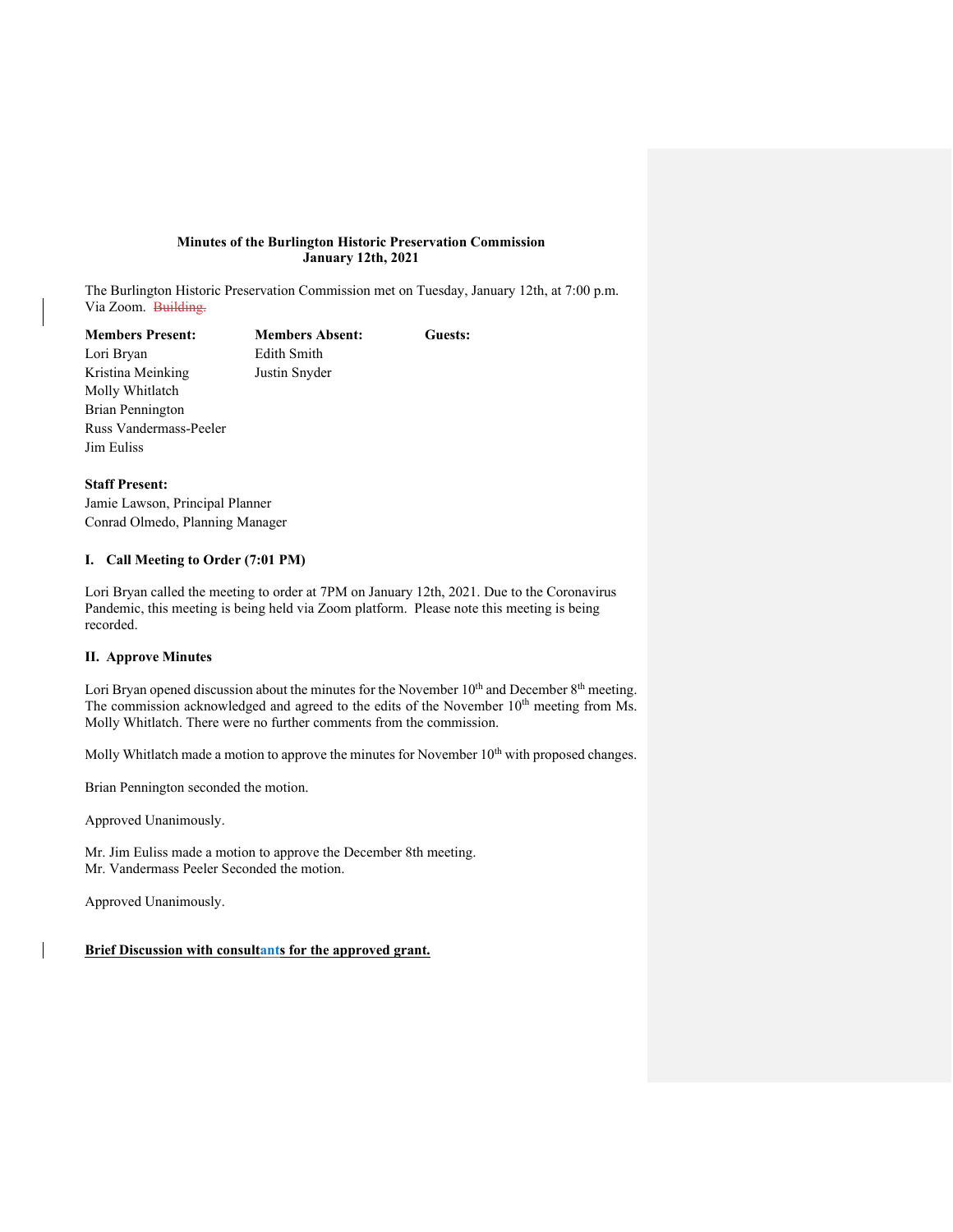**Minutes of the Burlington Historic Preservation Commission**
**January 12th, 2021**

The Burlington Historic Preservation Commission met on Tuesday, January 12th, at 7:00 p.m. Via Zoom. ~~Building.~~

| Members Present: | Members Absent: | Guests: |
|---|---|---|
| Lori Bryan | Edith Smith | |
| Kristina Meinking | Justin Snyder | |
| Molly Whitlatch | | |
| Brian Pennington | | |
| Russ Vandermass-Peeler | | |
| Jim Euliss | | |

**Staff Present:**
Jamie Lawson, Principal Planner
Conrad Olmedo, Planning Manager

## I. Call Meeting to Order (7:01 PM)

Lori Bryan called the meeting to order at 7PM on January 12th, 2021. Due to the Coronavirus Pandemic, this meeting is being held via Zoom platform. Please note this meeting is being recorded.

## II. Approve Minutes

Lori Bryan opened discussion about the minutes for the November 10th and December 8th meeting. The commission acknowledged and agreed to the edits of the November 10th meeting from Ms. Molly Whitlatch. There were no further comments from the commission.

Molly Whitlatch made a motion to approve the minutes for November 10th with proposed changes.

Brian Pennington seconded the motion.

Approved Unanimously.

Mr. Jim Euliss made a motion to approve the December 8th meeting.
Mr. Vandermass Peeler Seconded the motion.

Approved Unanimously.

**Brief Discussion with consultants for the approved grant.**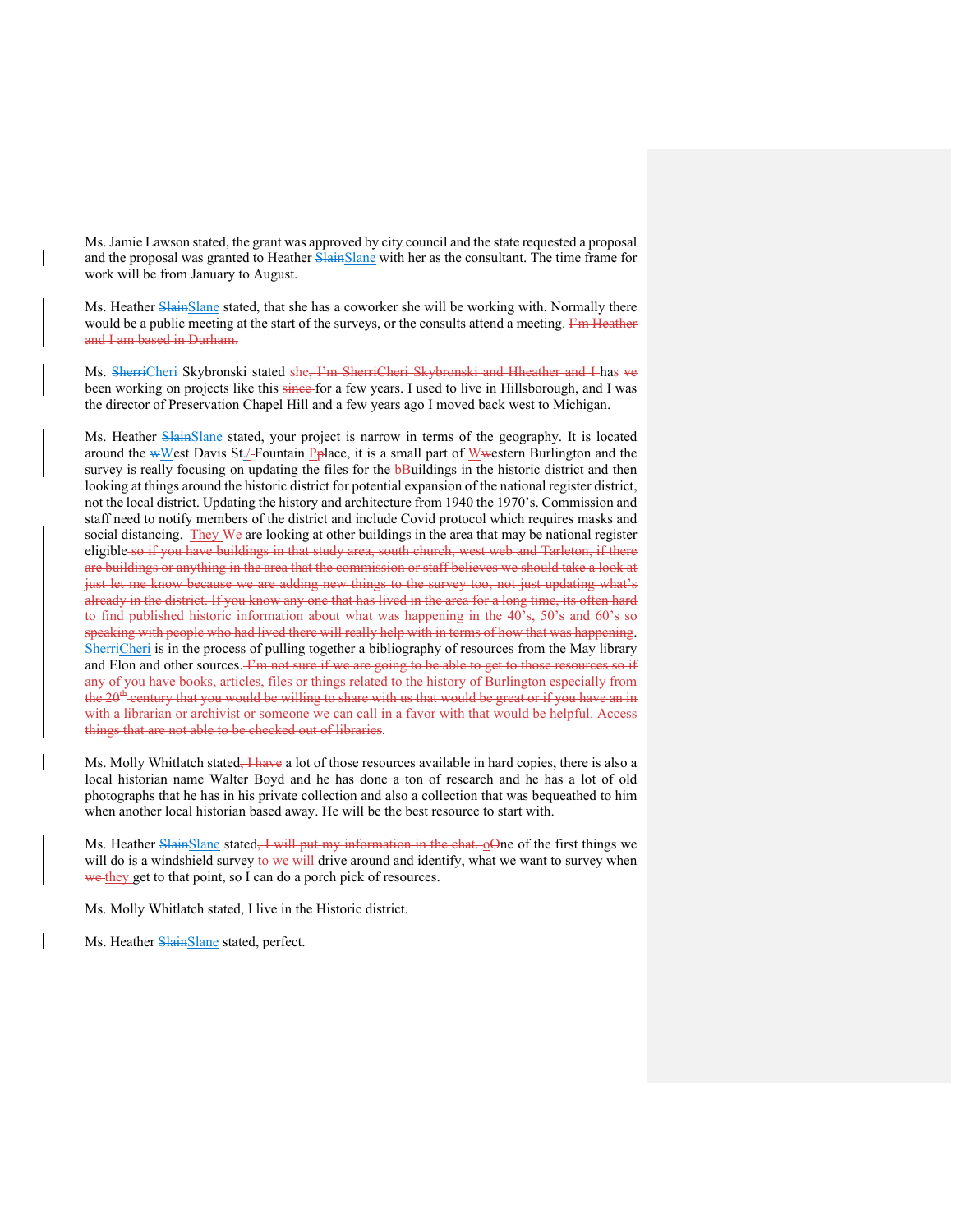Ms. Jamie Lawson stated, the grant was approved by city council and the state requested a proposal and the proposal was granted to Heather Slane with her as the consultant. The time frame for work will be from January to August.

Ms. Heather Slane stated, that she has a coworker she will be working with. Normally there would be a public meeting at the start of the surveys, or the consults attend a meeting.

Ms. Cheri Skybronski stated she has been working on projects like this for a few years. I used to live in Hillsborough, and I was the director of Preservation Chapel Hill and a few years ago I moved back west to Michigan.

Ms. Heather Slane stated, your project is narrow in terms of the geography. It is located around the West Davis St./Fountain Place, it is a small part of Western Burlington and the survey is really focusing on updating the files for the buildings in the historic district and then looking at things around the historic district for potential expansion of the national register district, not the local district. Updating the history and architecture from 1940 the 1970's. Commission and staff need to notify members of the district and include Covid protocol which requires masks and social distancing. They are looking at other buildings in the area that may be national register eligible. Cheri is in the process of pulling together a bibliography of resources from the May library and Elon and other sources.

Ms. Molly Whitlatch stated a lot of those resources available in hard copies, there is also a local historian name Walter Boyd and he has done a ton of research and he has a lot of old photographs that he has in his private collection and also a collection that was bequeathed to him when another local historian based away. He will be the best resource to start with.

Ms. Heather Slane stated, One of the first things we will do is a windshield survey to drive around and identify, what we want to survey when they get to that point, so I can do a porch pick of resources.

Ms. Molly Whitlatch stated, I live in the Historic district.

Ms. Heather Slane stated, perfect.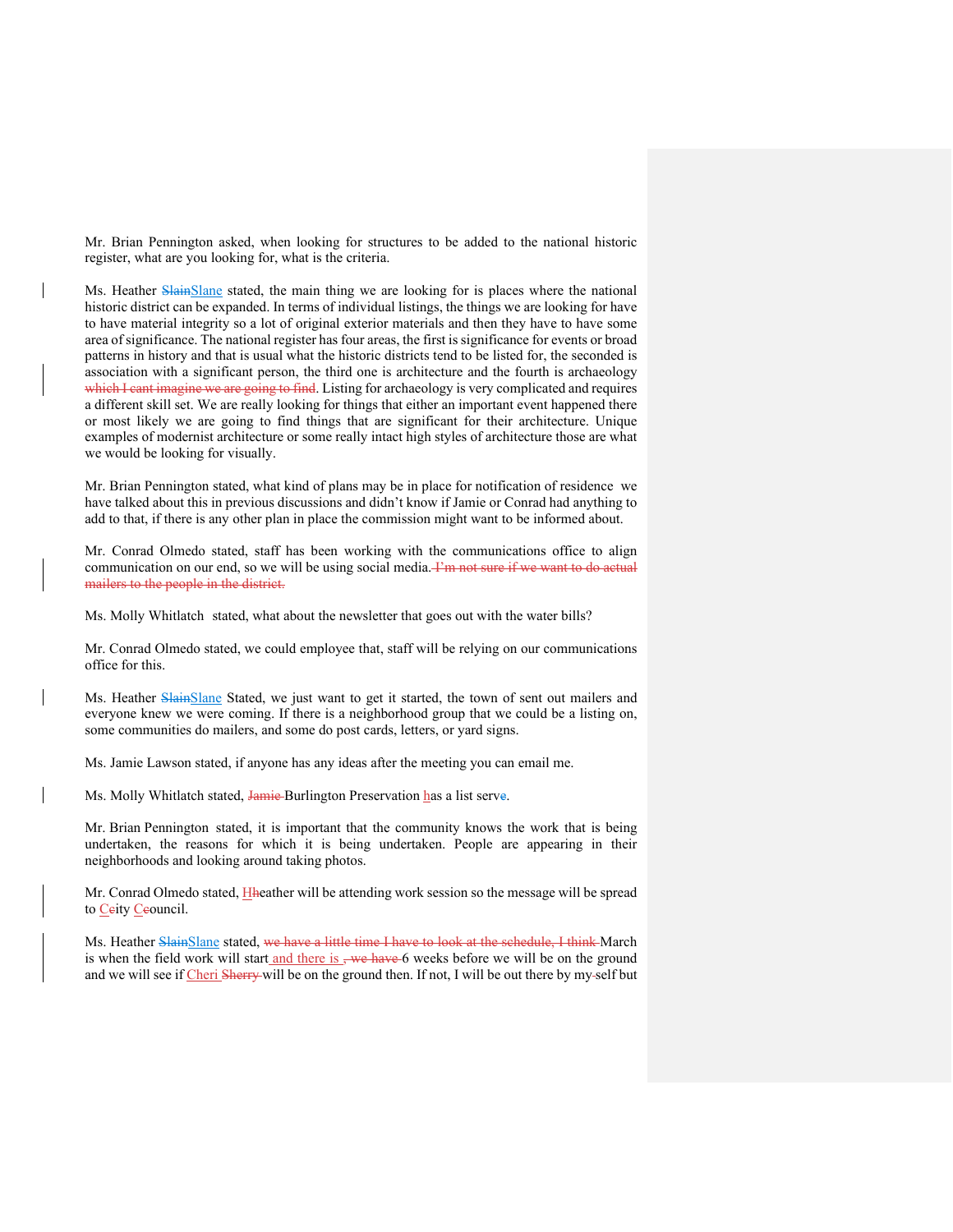Mr. Brian Pennington asked, when looking for structures to be added to the national historic register, what are you looking for, what is the criteria.

Ms. Heather ~~Slain~~Slane stated, the main thing we are looking for is places where the national historic district can be expanded. In terms of individual listings, the things we are looking for have to have material integrity so a lot of original exterior materials and then they have to have some area of significance. The national register has four areas, the first is significance for events or broad patterns in history and that is usual what the historic districts tend to be listed for, the seconded is association with a significant person, the third one is architecture and the fourth is archaeology ~~which I cant imagine we are going to find~~. Listing for archaeology is very complicated and requires a different skill set. We are really looking for things that either an important event happened there or most likely we are going to find things that are significant for their architecture. Unique examples of modernist architecture or some really intact high styles of architecture those are what we would be looking for visually.

Mr. Brian Pennington stated, what kind of plans may be in place for notification of residence we have talked about this in previous discussions and didn't know if Jamie or Conrad had anything to add to that, if there is any other plan in place the commission might want to be informed about.

Mr. Conrad Olmedo stated, staff has been working with the communications office to align communication on our end, so we will be using social media.~~ I'm not sure if we want to do actual mailers to the people in the district.~~

Ms. Molly Whitlatch stated, what about the newsletter that goes out with the water bills?

Mr. Conrad Olmedo stated, we could employee that, staff will be relying on our communications office for this.

Ms. Heather ~~Slain~~Slane Stated, we just want to get it started, the town of sent out mailers and everyone knew we were coming. If there is a neighborhood group that we could be a listing on, some communities do mailers, and some do post cards, letters, or yard signs.

Ms. Jamie Lawson stated, if anyone has any ideas after the meeting you can email me.

Ms. Molly Whitlatch stated, ~~Jamie~~ Burlington Preservation has a list serv~~e~~.

Mr. Brian Pennington stated, it is important that the community knows the work that is being undertaken, the reasons for which it is being undertaken. People are appearing in their neighborhoods and looking around taking photos.

Mr. Conrad Olmedo stated, H~~h~~eather will be attending work session so the message will be spread to C~~c~~ity C~~c~~ouncil.

Ms. Heather ~~Slain~~Slane stated, ~~we have a little time I have to look at the schedule, I think~~ March is when the field work will start and there is ~~, we have~~ 6 weeks before we will be on the ground and we will see if Cheri ~~Sherry~~ will be on the ground then. If not, I will be out there by my~~-~~self but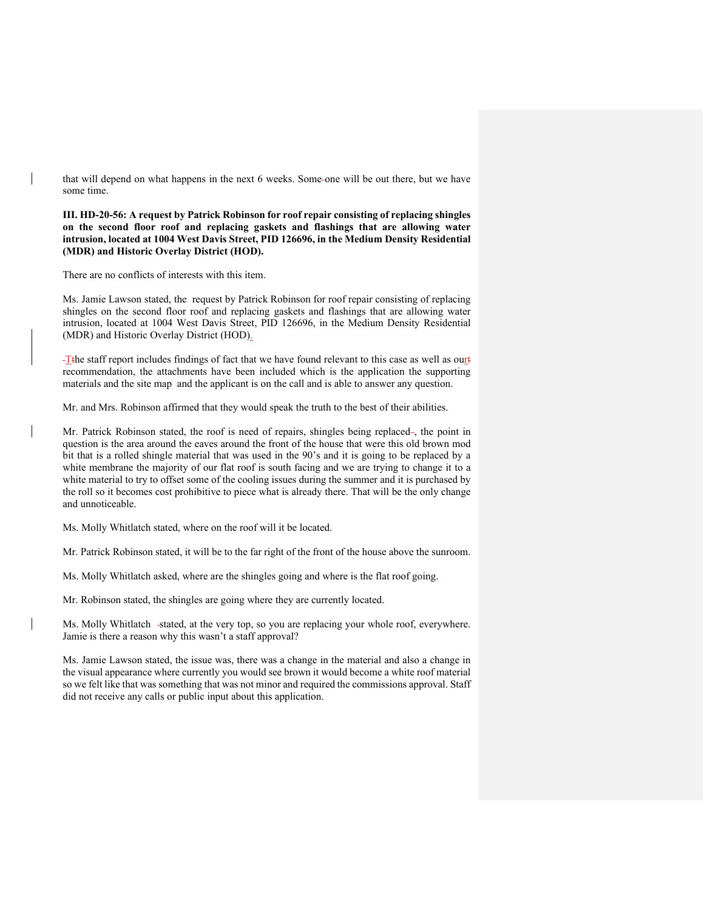that will depend on what happens in the next 6 weeks. Some one will be out there, but we have some time.

**III. HD-20-56: A request by Patrick Robinson for roof repair consisting of replacing shingles on the second floor roof and replacing gaskets and flashings that are allowing water intrusion, located at 1004 West Davis Street, PID 126696, in the Medium Density Residential (MDR) and Historic Overlay District (HOD).**

There are no conflicts of interests with this item.

Ms. Jamie Lawson stated, the request by Patrick Robinson for roof repair consisting of replacing shingles on the second floor roof and replacing gaskets and flashings that are allowing water intrusion, located at 1004 West Davis Street, PID 126696, in the Medium Density Residential (MDR) and Historic Overlay District (HOD).

The staff report includes findings of fact that we have found relevant to this case as well as our recommendation, the attachments have been included which is the application the supporting materials and the site map and the applicant is on the call and is able to answer any question.

Mr. and Mrs. Robinson affirmed that they would speak the truth to the best of their abilities.

Mr. Patrick Robinson stated, the roof is need of repairs, shingles being replaced, the point in question is the area around the eaves around the front of the house that were this old brown mod bit that is a rolled shingle material that was used in the 90's and it is going to be replaced by a white membrane the majority of our flat roof is south facing and we are trying to change it to a white material to try to offset some of the cooling issues during the summer and it is purchased by the roll so it becomes cost prohibitive to piece what is already there. That will be the only change and unnoticeable.

Ms. Molly Whitlatch stated, where on the roof will it be located.

Mr. Patrick Robinson stated, it will be to the far right of the front of the house above the sunroom.

Ms. Molly Whitlatch asked, where are the shingles going and where is the flat roof going.

Mr. Robinson stated, the shingles are going where they are currently located.

Ms. Molly Whitlatch stated, at the very top, so you are replacing your whole roof, everywhere. Jamie is there a reason why this wasn't a staff approval?

Ms. Jamie Lawson stated, the issue was, there was a change in the material and also a change in the visual appearance where currently you would see brown it would become a white roof material so we felt like that was something that was not minor and required the commissions approval. Staff did not receive any calls or public input about this application.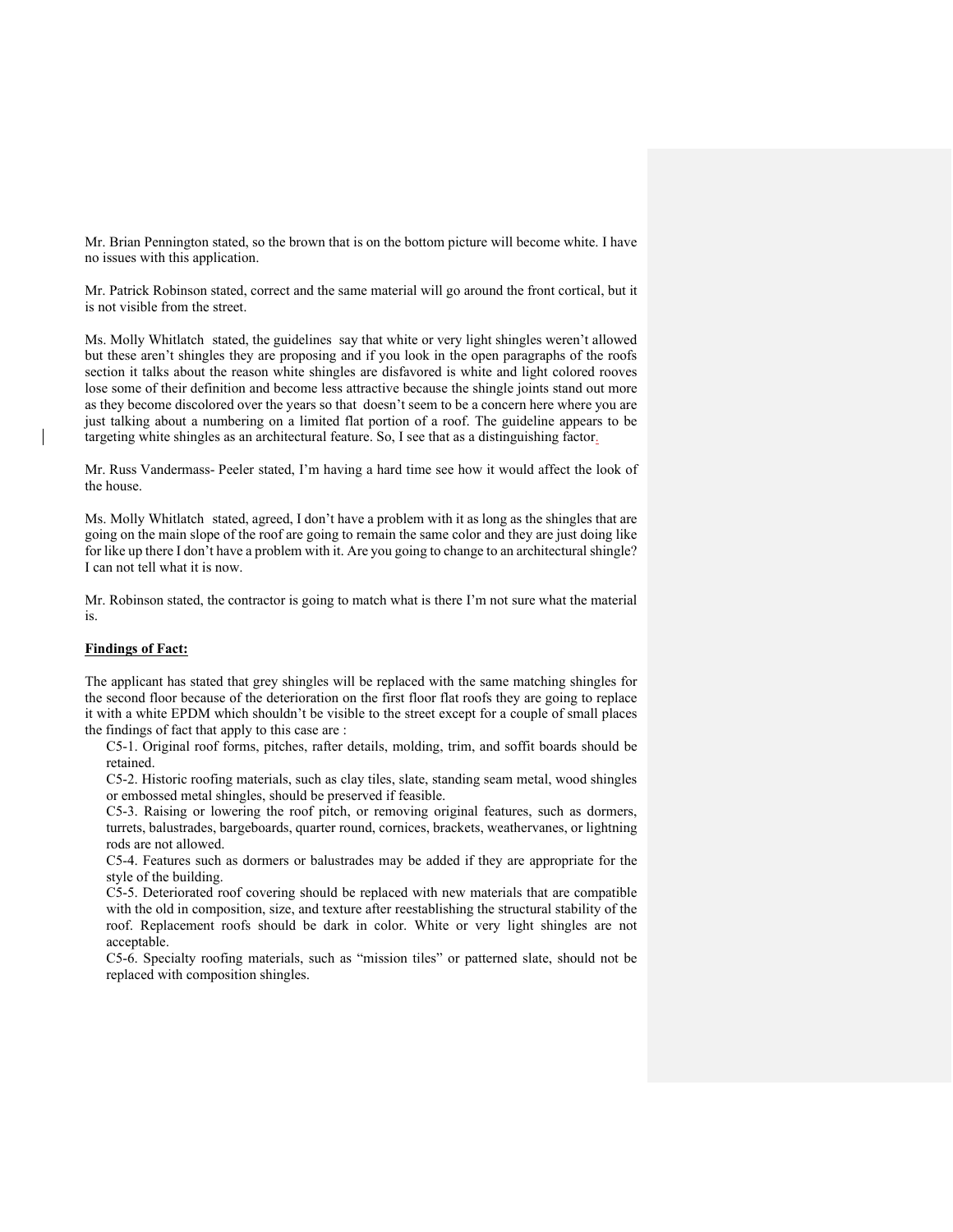Mr. Brian Pennington stated, so the brown that is on the bottom picture will become white. I have no issues with this application.

Mr. Patrick Robinson stated, correct and the same material will go around the front cortical, but it is not visible from the street.

Ms. Molly Whitlatch stated, the guidelines say that white or very light shingles weren't allowed but these aren't shingles they are proposing and if you look in the open paragraphs of the roofs section it talks about the reason white shingles are disfavored is white and light colored rooves lose some of their definition and become less attractive because the shingle joints stand out more as they become discolored over the years so that doesn't seem to be a concern here where you are just talking about a numbering on a limited flat portion of a roof. The guideline appears to be targeting white shingles as an architectural feature. So, I see that as a distinguishing factor.

Mr. Russ Vandermass- Peeler stated, I'm having a hard time see how it would affect the look of the house.

Ms. Molly Whitlatch stated, agreed, I don't have a problem with it as long as the shingles that are going on the main slope of the roof are going to remain the same color and they are just doing like for like up there I don't have a problem with it. Are you going to change to an architectural shingle? I can not tell what it is now.

Mr. Robinson stated, the contractor is going to match what is there I'm not sure what the material is.

**Findings of Fact:**

The applicant has stated that grey shingles will be replaced with the same matching shingles for the second floor because of the deterioration on the first floor flat roofs they are going to replace it with a white EPDM which shouldn't be visible to the street except for a couple of small places the findings of fact that apply to this case are :

C5-1. Original roof forms, pitches, rafter details, molding, trim, and soffit boards should be retained.

C5-2. Historic roofing materials, such as clay tiles, slate, standing seam metal, wood shingles or embossed metal shingles, should be preserved if feasible.

C5-3. Raising or lowering the roof pitch, or removing original features, such as dormers, turrets, balustrades, bargeboards, quarter round, cornices, brackets, weathervanes, or lightning rods are not allowed.

C5-4. Features such as dormers or balustrades may be added if they are appropriate for the style of the building.

C5-5. Deteriorated roof covering should be replaced with new materials that are compatible with the old in composition, size, and texture after reestablishing the structural stability of the roof. Replacement roofs should be dark in color. White or very light shingles are not acceptable.

C5-6. Specialty roofing materials, such as "mission tiles" or patterned slate, should not be replaced with composition shingles.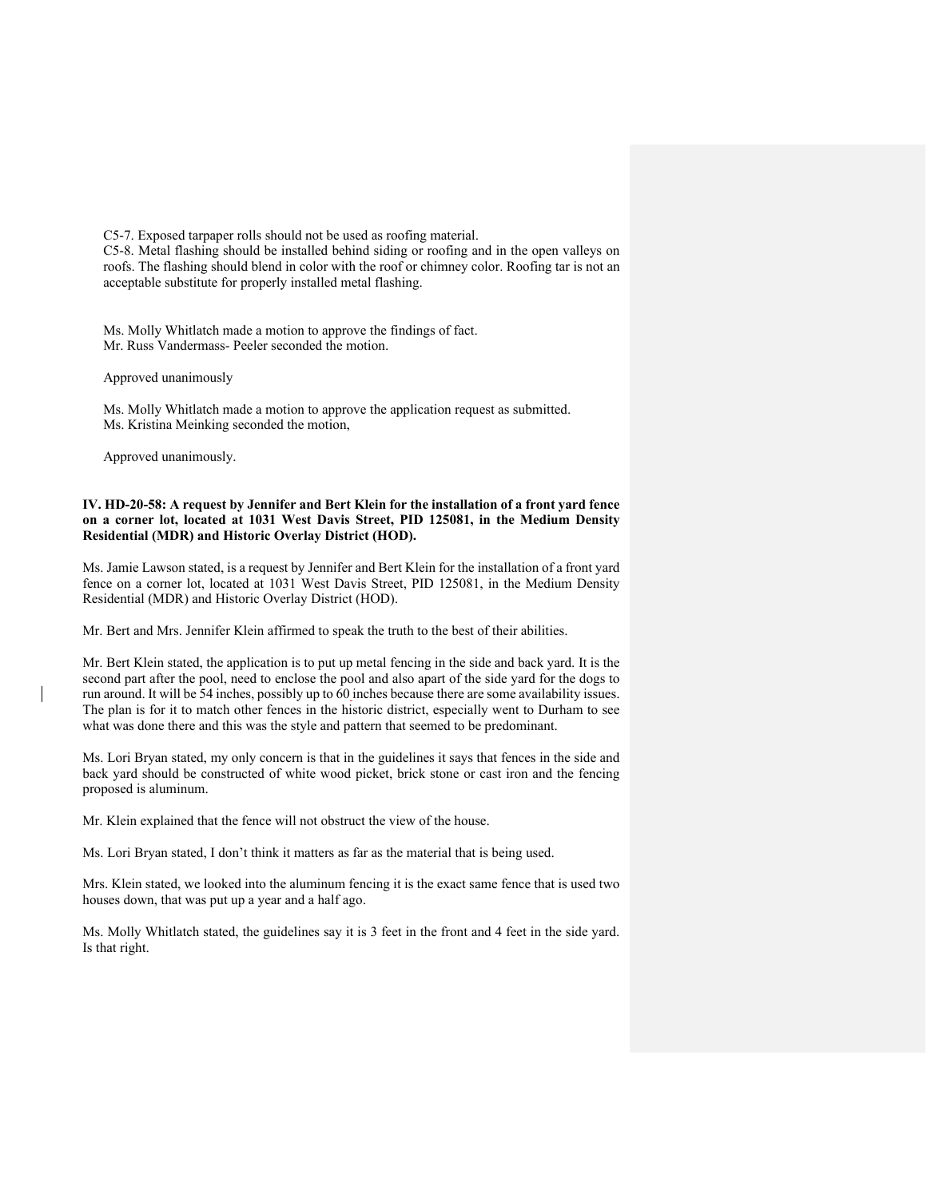C5-7. Exposed tarpaper rolls should not be used as roofing material.
C5-8. Metal flashing should be installed behind siding or roofing and in the open valleys on roofs. The flashing should blend in color with the roof or chimney color. Roofing tar is not an acceptable substitute for properly installed metal flashing.

Ms. Molly Whitlatch made a motion to approve the findings of fact.
Mr. Russ Vandermass- Peeler seconded the motion.

Approved unanimously

Ms. Molly Whitlatch made a motion to approve the application request as submitted.
Ms. Kristina Meinking seconded the motion,

Approved unanimously.

**IV. HD-20-58: A request by Jennifer and Bert Klein for the installation of a front yard fence on a corner lot, located at 1031 West Davis Street, PID 125081, in the Medium Density Residential (MDR) and Historic Overlay District (HOD).**

Ms. Jamie Lawson stated, is a request by Jennifer and Bert Klein for the installation of a front yard fence on a corner lot, located at 1031 West Davis Street, PID 125081, in the Medium Density Residential (MDR) and Historic Overlay District (HOD).

Mr. Bert and Mrs. Jennifer Klein affirmed to speak the truth to the best of their abilities.

Mr. Bert Klein stated, the application is to put up metal fencing in the side and back yard. It is the second part after the pool, need to enclose the pool and also apart of the side yard for the dogs to run around. It will be 54 inches, possibly up to 60 inches because there are some availability issues. The plan is for it to match other fences in the historic district, especially went to Durham to see what was done there and this was the style and pattern that seemed to be predominant.

Ms. Lori Bryan stated, my only concern is that in the guidelines it says that fences in the side and back yard should be constructed of white wood picket, brick stone or cast iron and the fencing proposed is aluminum.

Mr. Klein explained that the fence will not obstruct the view of the house.

Ms. Lori Bryan stated, I don't think it matters as far as the material that is being used.

Mrs. Klein stated, we looked into the aluminum fencing it is the exact same fence that is used two houses down, that was put up a year and a half ago.

Ms. Molly Whitlatch stated, the guidelines say it is 3 feet in the front and 4 feet in the side yard. Is that right.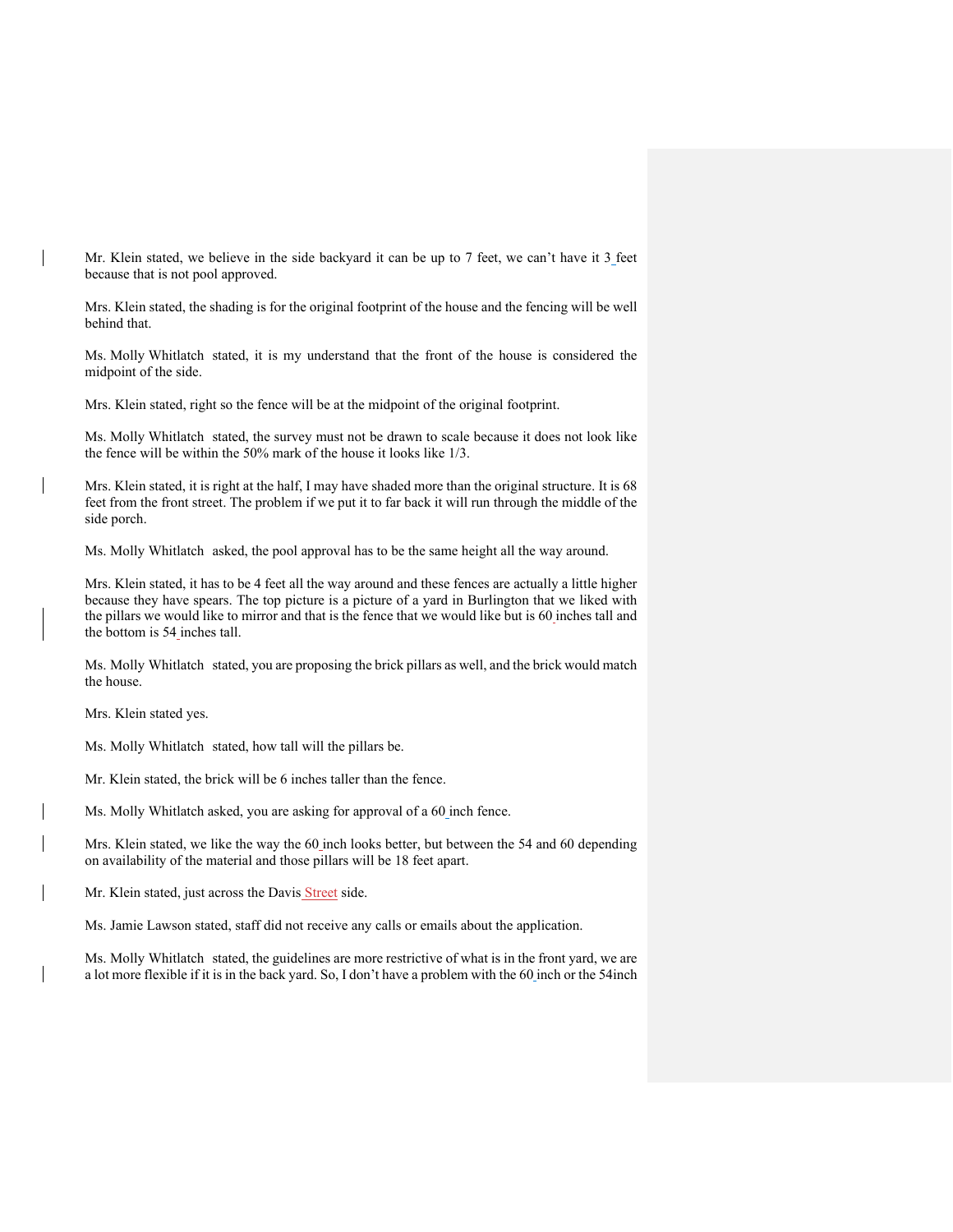Mr. Klein stated, we believe in the side backyard it can be up to 7 feet, we can't have it 3 feet because that is not pool approved.

Mrs. Klein stated, the shading is for the original footprint of the house and the fencing will be well behind that.

Ms. Molly Whitlatch stated, it is my understand that the front of the house is considered the midpoint of the side.

Mrs. Klein stated, right so the fence will be at the midpoint of the original footprint.

Ms. Molly Whitlatch stated, the survey must not be drawn to scale because it does not look like the fence will be within the 50% mark of the house it looks like 1/3.

Mrs. Klein stated, it is right at the half, I may have shaded more than the original structure. It is 68 feet from the front street. The problem if we put it to far back it will run through the middle of the side porch.

Ms. Molly Whitlatch asked, the pool approval has to be the same height all the way around.

Mrs. Klein stated, it has to be 4 feet all the way around and these fences are actually a little higher because they have spears. The top picture is a picture of a yard in Burlington that we liked with the pillars we would like to mirror and that is the fence that we would like but is 60 inches tall and the bottom is 54 inches tall.

Ms. Molly Whitlatch stated, you are proposing the brick pillars as well, and the brick would match the house.

Mrs. Klein stated yes.

Ms. Molly Whitlatch stated, how tall will the pillars be.

Mr. Klein stated, the brick will be 6 inches taller than the fence.

Ms. Molly Whitlatch asked, you are asking for approval of a 60 inch fence.

Mrs. Klein stated, we like the way the 60 inch looks better, but between the 54 and 60 depending on availability of the material and those pillars will be 18 feet apart.

Mr. Klein stated, just across the Davis Street side.

Ms. Jamie Lawson stated, staff did not receive any calls or emails about the application.

Ms. Molly Whitlatch stated, the guidelines are more restrictive of what is in the front yard, we are a lot more flexible if it is in the back yard. So, I don't have a problem with the 60 inch or the 54inch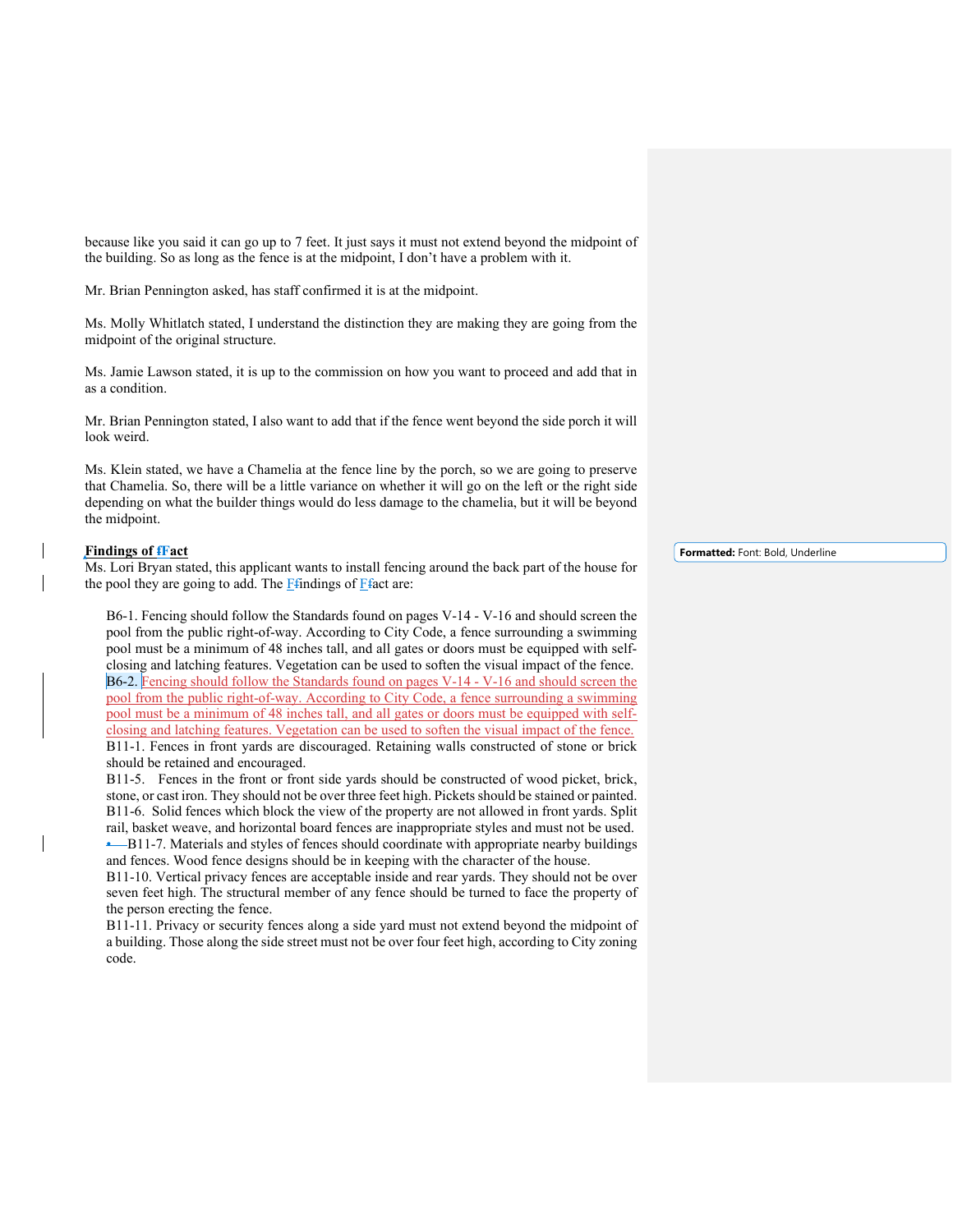because like you said it can go up to 7 feet. It just says it must not extend beyond the midpoint of the building. So as long as the fence is at the midpoint, I don't have a problem with it.

Mr. Brian Pennington asked, has staff confirmed it is at the midpoint.

Ms. Molly Whitlatch stated, I understand the distinction they are making they are going from the midpoint of the original structure.

Ms. Jamie Lawson stated, it is up to the commission on how you want to proceed and add that in as a condition.

Mr. Brian Pennington stated, I also want to add that if the fence went beyond the side porch it will look weird.

Ms. Klein stated, we have a Chamelia at the fence line by the porch, so we are going to preserve that Chamelia. So, there will be a little variance on whether it will go on the left or the right side depending on what the builder things would do less damage to the chamelia, but it will be beyond the midpoint.

**Findings of Fact**

Ms. Lori Bryan stated, this applicant wants to install fencing around the back part of the house for the pool they are going to add. The Findings of Fact are:

> B6-1. Fencing should follow the Standards found on pages V-14 - V-16 and should screen the pool from the public right-of-way. According to City Code, a fence surrounding a swimming pool must be a minimum of 48 inches tall, and all gates or doors must be equipped with self-closing and latching features. Vegetation can be used to soften the visual impact of the fence.
> B6-2. Fencing should follow the Standards found on pages V-14 - V-16 and should screen the pool from the public right-of-way. According to City Code, a fence surrounding a swimming pool must be a minimum of 48 inches tall, and all gates or doors must be equipped with self-closing and latching features. Vegetation can be used to soften the visual impact of the fence.
> B11-1. Fences in front yards are discouraged. Retaining walls constructed of stone or brick should be retained and encouraged.
> B11-5. Fences in the front or front side yards should be constructed of wood picket, brick, stone, or cast iron. They should not be over three feet high. Pickets should be stained or painted.
> B11-6. Solid fences which block the view of the property are not allowed in front yards. Split rail, basket weave, and horizontal board fences are inappropriate styles and must not be used.
> B11-7. Materials and styles of fences should coordinate with appropriate nearby buildings and fences. Wood fence designs should be in keeping with the character of the house.
> B11-10. Vertical privacy fences are acceptable inside and rear yards. They should not be over seven feet high. The structural member of any fence should be turned to face the property of the person erecting the fence.
> B11-11. Privacy or security fences along a side yard must not extend beyond the midpoint of a building. Those along the side street must not be over four feet high, according to City zoning code.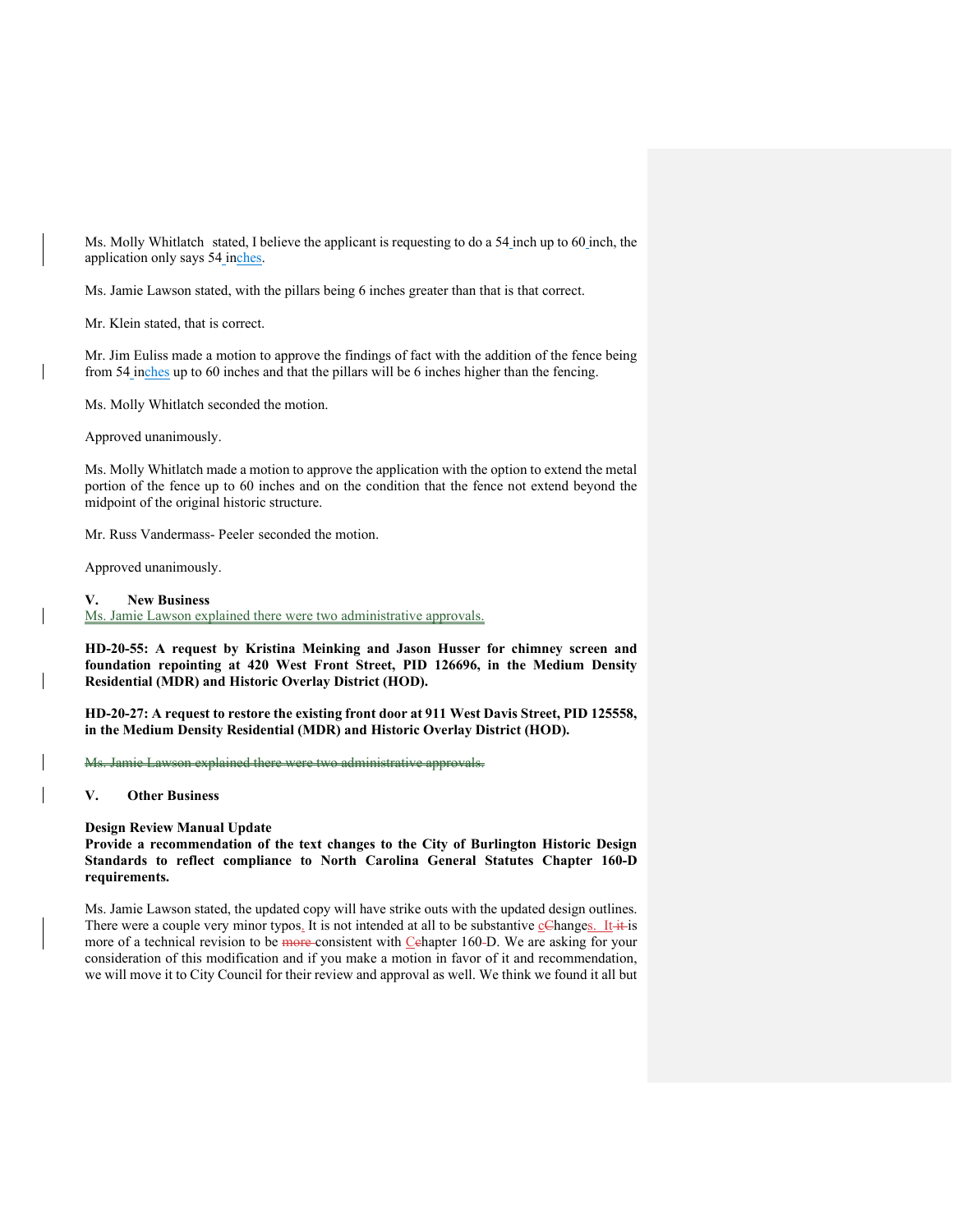Ms. Molly Whitlatch stated, I believe the applicant is requesting to do a 54 inch up to 60 inch, the application only says 54 inches.

Ms. Jamie Lawson stated, with the pillars being 6 inches greater than that is that correct.

Mr. Klein stated, that is correct.

Mr. Jim Euliss made a motion to approve the findings of fact with the addition of the fence being from 54 inches up to 60 inches and that the pillars will be 6 inches higher than the fencing.

Ms. Molly Whitlatch seconded the motion.

Approved unanimously.

Ms. Molly Whitlatch made a motion to approve the application with the option to extend the metal portion of the fence up to 60 inches and on the condition that the fence not extend beyond the midpoint of the original historic structure.

Mr. Russ Vandermass- Peeler seconded the motion.

Approved unanimously.

**V. New Business**

Ms. Jamie Lawson explained there were two administrative approvals.

**HD-20-55: A request by Kristina Meinking and Jason Husser for chimney screen and foundation repointing at 420 West Front Street, PID 126696, in the Medium Density Residential (MDR) and Historic Overlay District (HOD).**

**HD-20-27: A request to restore the existing front door at 911 West Davis Street, PID 125558, in the Medium Density Residential (MDR) and Historic Overlay District (HOD).**

~~Ms. Jamie Lawson explained there were two administrative approvals.~~

**V. Other Business**

**Design Review Manual Update**
**Provide a recommendation of the text changes to the City of Burlington Historic Design Standards to reflect compliance to North Carolina General Statutes Chapter 160-D requirements.**

Ms. Jamie Lawson stated, the updated copy will have strike outs with the updated design outlines. There were a couple very minor typos. It is not intended at all to be substantive changes. It ~~it~~ is more of a technical revision to be ~~more~~ consistent with Chapter 160-D. We are asking for your consideration of this modification and if you make a motion in favor of it and recommendation, we will move it to City Council for their review and approval as well. We think we found it all but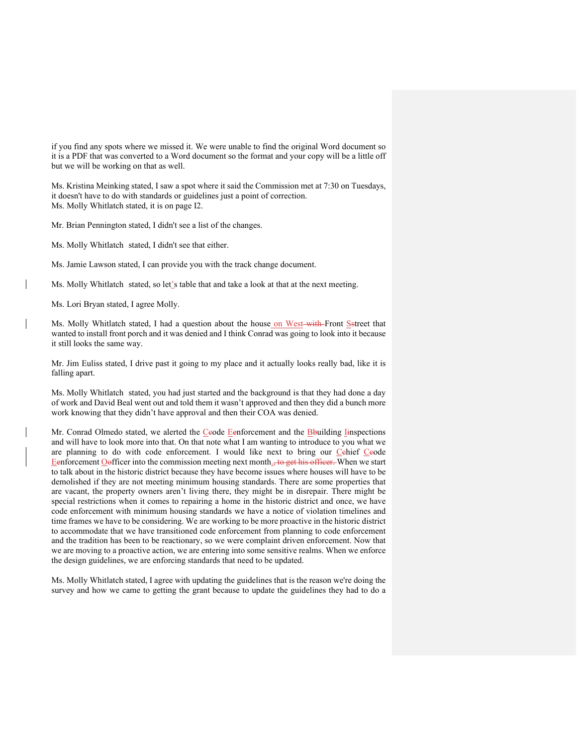if you find any spots where we missed it. We were unable to find the original Word document so it is a PDF that was converted to a Word document so the format and your copy will be a little off but we will be working on that as well.

Ms. Kristina Meinking stated, I saw a spot where it said the Commission met at 7:30 on Tuesdays, it doesn't have to do with standards or guidelines just a point of correction.
Ms. Molly Whitlatch stated, it is on page I2.

Mr. Brian Pennington stated, I didn't see a list of the changes.

Ms. Molly Whitlatch stated, I didn't see that either.

Ms. Jamie Lawson stated, I can provide you with the track change document.

Ms. Molly Whitlatch stated, so let's table that and take a look at that at the next meeting.

Ms. Lori Bryan stated, I agree Molly.

Ms. Molly Whitlatch stated, I had a question about the house on West Front Street that wanted to install front porch and it was denied and I think Conrad was going to look into it because it still looks the same way.

Mr. Jim Euliss stated, I drive past it going to my place and it actually looks really bad, like it is falling apart.

Ms. Molly Whitlatch stated, you had just started and the background is that they had done a day of work and David Beal went out and told them it wasn't approved and then they did a bunch more work knowing that they didn't have approval and then their COA was denied.

Mr. Conrad Olmedo stated, we alerted the Code Enforcement and the Building Inspections and will have to look more into that. On that note what I am wanting to introduce to you what we are planning to do with code enforcement. I would like next to bring our Chief Code Enforcement Officer into the commission meeting next month. When we start to talk about in the historic district because they have become issues where houses will have to be demolished if they are not meeting minimum housing standards. There are some properties that are vacant, the property owners aren't living there, they might be in disrepair. There might be special restrictions when it comes to repairing a home in the historic district and once, we have code enforcement with minimum housing standards we have a notice of violation timelines and time frames we have to be considering. We are working to be more proactive in the historic district to accommodate that we have transitioned code enforcement from planning to code enforcement and the tradition has been to be reactionary, so we were complaint driven enforcement. Now that we are moving to a proactive action, we are entering into some sensitive realms. When we enforce the design guidelines, we are enforcing standards that need to be updated.

Ms. Molly Whitlatch stated, I agree with updating the guidelines that is the reason we're doing the survey and how we came to getting the grant because to update the guidelines they had to do a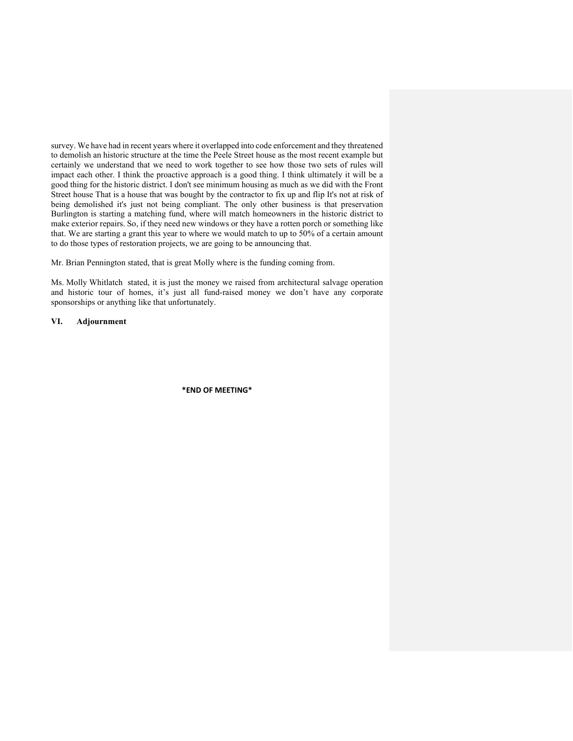survey. We have had in recent years where it overlapped into code enforcement and they threatened to demolish an historic structure at the time the Peele Street house as the most recent example but certainly we understand that we need to work together to see how those two sets of rules will impact each other. I think the proactive approach is a good thing. I think ultimately it will be a good thing for the historic district. I don't see minimum housing as much as we did with the Front Street house That is a house that was bought by the contractor to fix up and flip It's not at risk of being demolished it's just not being compliant. The only other business is that preservation Burlington is starting a matching fund, where will match homeowners in the historic district to make exterior repairs. So, if they need new windows or they have a rotten porch or something like that. We are starting a grant this year to where we would match to up to 50% of a certain amount to do those types of restoration projects, we are going to be announcing that.

Mr. Brian Pennington stated, that is great Molly where is the funding coming from.

Ms. Molly Whitlatch stated, it is just the money we raised from architectural salvage operation and historic tour of homes, it's just all fund-raised money we don't have any corporate sponsorships or anything like that unfortunately.

**VI. Adjournment**

**\*END OF MEETING\***